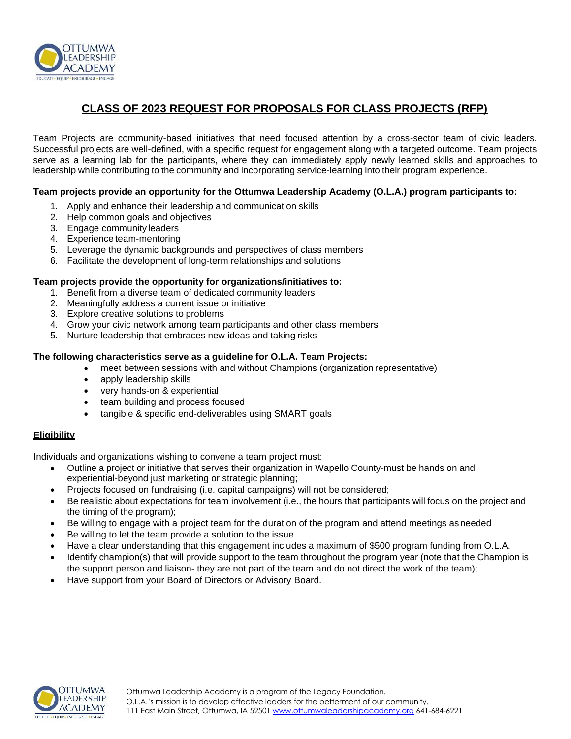# CLASS OF 2023 REQUEST FOR PROPOSALS FOR CLASS PROJECTS (RFP)

Team Projects are community-based initiatives that need focused attention by a cross-sector team of civic leaders. Successful projects are well-defined, with a specific request for engagement along with a targeted outcome. Team projects serve as a learning lab for the participants, where they can immediately apply newly learned skills and approaches to leadership while contributing to the community and incorporating service-learning into their program experience.

**Team projects provide an opportunity for the Ottumwa Leadership Academy (O.L.A.) program participants to:**

1. Apply and enhance their leadership and communication skills
2. Help common goals and objectives
3. Engage community leaders
4. Experience team-mentoring
5. Leverage the dynamic backgrounds and perspectives of class members
6. Facilitate the development of long-term relationships and solutions

**Team projects provide the opportunity for organizations/initiatives to:**

1. Benefit from a diverse team of dedicated community leaders
2. Meaningfully address a current issue or initiative
3. Explore creative solutions to problems
4. Grow your civic network among team participants and other class members
5. Nurture leadership that embraces new ideas and taking risks

**The following characteristics serve as a guideline for O.L.A. Team Projects:**

- meet between sessions with and without Champions (organization representative)
- apply leadership skills
- very hands-on & experiential
- team building and process focused
- tangible & specific end-deliverables using SMART goals

## Eligibility

Individuals and organizations wishing to convene a team project must:

- Outline a project or initiative that serves their organization in Wapello County-must be hands on and experiential-beyond just marketing or strategic planning;
- Projects focused on fundraising (i.e. capital campaigns) will not be considered;
- Be realistic about expectations for team involvement (i.e., the hours that participants will focus on the project and the timing of the program);
- Be willing to engage with a project team for the duration of the program and attend meetings as needed
- Be willing to let the team provide a solution to the issue
- Have a clear understanding that this engagement includes a maximum of $500 program funding from O.L.A.
- Identify champion(s) that will provide support to the team throughout the program year (note that the Champion is the support person and liaison- they are not part of the team and do not direct the work of the team);
- Have support from your Board of Directors or Advisory Board.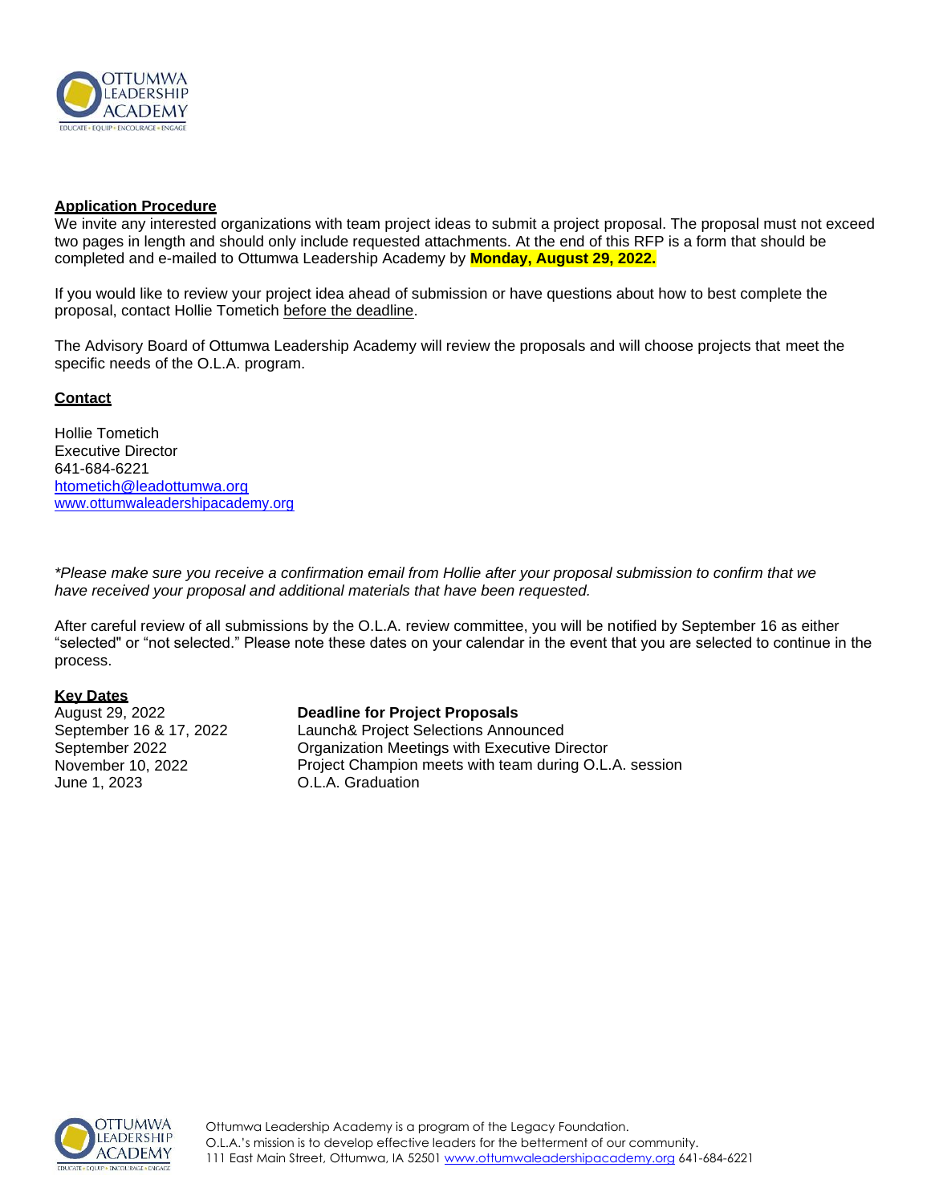## Application Procedure

We invite any interested organizations with team project ideas to submit a project proposal. The proposal must not exceed two pages in length and should only include requested attachments. At the end of this RFP is a form that should be completed and e-mailed to Ottumwa Leadership Academy by **Monday, August 29, 2022.**

If you would like to review your project idea ahead of submission or have questions about how to best complete the proposal, contact Hollie Tometich before the deadline.

The Advisory Board of Ottumwa Leadership Academy will review the proposals and will choose projects that meet the specific needs of the O.L.A. program.

## Contact

Hollie Tometich
Executive Director
641-684-6221
htometich@leadottumwa.org
www.ottumwaleadershipacademy.org

*\*Please make sure you receive a confirmation email from Hollie after your proposal submission to confirm that we have received your proposal and additional materials that have been requested.*

After careful review of all submissions by the O.L.A. review committee, you will be notified by September 16 as either "selected" or "not selected." Please note these dates on your calendar in the event that you are selected to continue in the process.

## Key Dates

| | |
|---|---|
| August 29, 2022 | **Deadline for Project Proposals** |
| September 16 & 17, 2022 | Launch& Project Selections Announced |
| September 2022 | Organization Meetings with Executive Director |
| November 10, 2022 | Project Champion meets with team during O.L.A. session |
| June 1, 2023 | O.L.A. Graduation |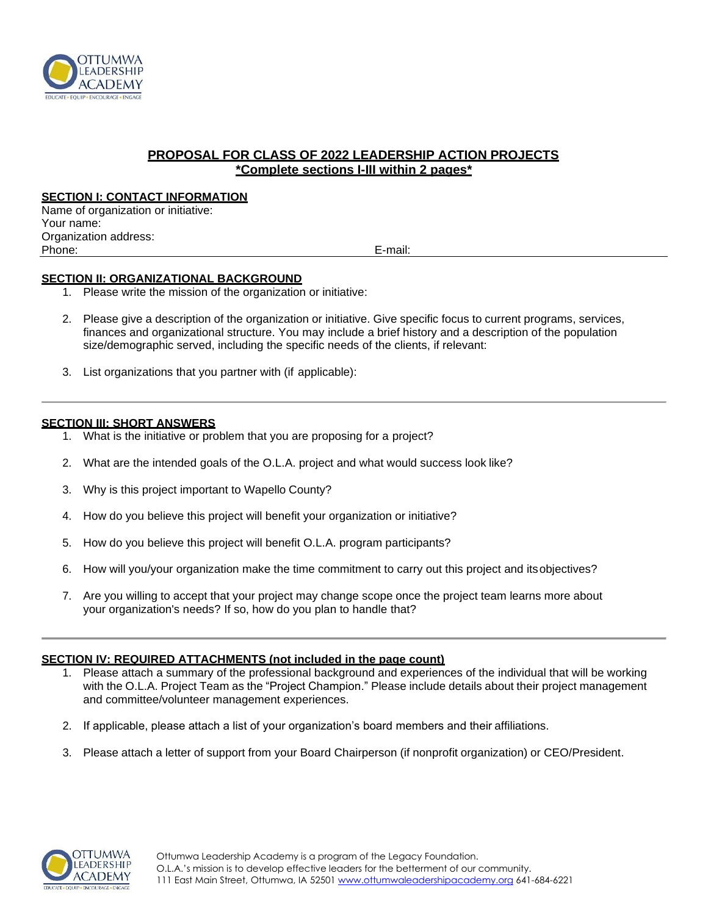## PROPOSAL FOR CLASS OF 2022 LEADERSHIP ACTION PROJECTS

**\*Complete sections I-III within 2 pages\***

### SECTION I: CONTACT INFORMATION

Name of organization or initiative:
Your name:
Organization address:
Phone: E-mail:

---

### SECTION II: ORGANIZATIONAL BACKGROUND

1. Please write the mission of the organization or initiative:

2. Please give a description of the organization or initiative. Give specific focus to current programs, services, finances and organizational structure. You may include a brief history and a description of the population size/demographic served, including the specific needs of the clients, if relevant:

3. List organizations that you partner with (if applicable):

---

### SECTION III: SHORT ANSWERS

1. What is the initiative or problem that you are proposing for a project?

2. What are the intended goals of the O.L.A. project and what would success look like?

3. Why is this project important to Wapello County?

4. How do you believe this project will benefit your organization or initiative?

5. How do you believe this project will benefit O.L.A. program participants?

6. How will you/your organization make the time commitment to carry out this project and its objectives?

7. Are you willing to accept that your project may change scope once the project team learns more about your organization's needs? If so, how do you plan to handle that?

---

### SECTION IV: REQUIRED ATTACHMENTS (not included in the page count)

1. Please attach a summary of the professional background and experiences of the individual that will be working with the O.L.A. Project Team as the "Project Champion." Please include details about their project management and committee/volunteer management experiences.

2. If applicable, please attach a list of your organization's board members and their affiliations.

3. Please attach a letter of support from your Board Chairperson (if nonprofit organization) or CEO/President.

Ottumwa Leadership Academy is a program of the Legacy Foundation.
O.L.A.'s mission is to develop effective leaders for the betterment of our community.
111 East Main Street, Ottumwa, IA 52501 www.ottumwaleadershipacademy.org 641-684-6221